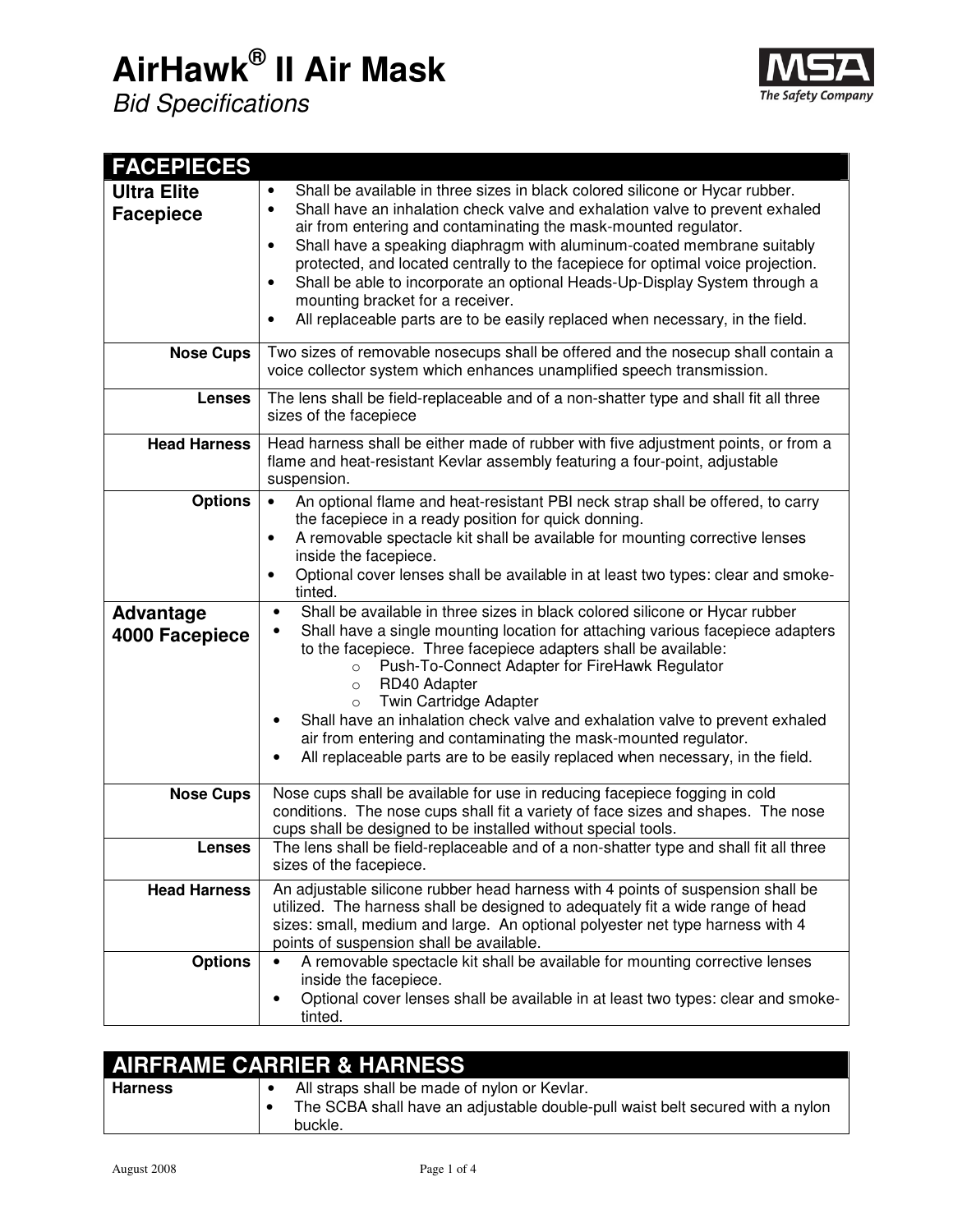# AirHawk® II Air Mask

*Bid Specifications*

## FACEPIECES

| | |
|---|---|
| **Ultra Elite Facepiece** | • Shall be available in three sizes in black colored silicone or Hycar rubber.<br>• Shall have an inhalation check valve and exhalation valve to prevent exhaled air from entering and contaminating the mask-mounted regulator.<br>• Shall have a speaking diaphragm with aluminum-coated membrane suitably protected, and located centrally to the facepiece for optimal voice projection.<br>• Shall be able to incorporate an optional Heads-Up-Display System through a mounting bracket for a receiver.<br>• All replaceable parts are to be easily replaced when necessary, in the field. |
| **Nose Cups** | Two sizes of removable nosecups shall be offered and the nosecup shall contain a voice collector system which enhances unamplified speech transmission. |
| **Lenses** | The lens shall be field-replaceable and of a non-shatter type and shall fit all three sizes of the facepiece |
| **Head Harness** | Head harness shall be either made of rubber with five adjustment points, or from a flame and heat-resistant Kevlar assembly featuring a four-point, adjustable suspension. |
| **Options** | • An optional flame and heat-resistant PBI neck strap shall be offered, to carry the facepiece in a ready position for quick donning.<br>• A removable spectacle kit shall be available for mounting corrective lenses inside the facepiece.<br>• Optional cover lenses shall be available in at least two types: clear and smoke-tinted. |
| **Advantage 4000 Facepiece** | • Shall be available in three sizes in black colored silicone or Hycar rubber<br>• Shall have a single mounting location for attaching various facepiece adapters to the facepiece. Three facepiece adapters shall be available:<br>  o Push-To-Connect Adapter for FireHawk Regulator<br>  o RD40 Adapter<br>  o Twin Cartridge Adapter<br>• Shall have an inhalation check valve and exhalation valve to prevent exhaled air from entering and contaminating the mask-mounted regulator.<br>• All replaceable parts are to be easily replaced when necessary, in the field. |
| **Nose Cups** | Nose cups shall be available for use in reducing facepiece fogging in cold conditions. The nose cups shall fit a variety of face sizes and shapes. The nose cups shall be designed to be installed without special tools. |
| **Lenses** | The lens shall be field-replaceable and of a non-shatter type and shall fit all three sizes of the facepiece. |
| **Head Harness** | An adjustable silicone rubber head harness with 4 points of suspension shall be utilized. The harness shall be designed to adequately fit a wide range of head sizes: small, medium and large. An optional polyester net type harness with 4 points of suspension shall be available. |
| **Options** | • A removable spectacle kit shall be available for mounting corrective lenses inside the facepiece.<br>• Optional cover lenses shall be available in at least two types: clear and smoke-tinted. |

## AIRFRAME CARRIER & HARNESS

| | |
|---|---|
| **Harness** | • All straps shall be made of nylon or Kevlar.<br>• The SCBA shall have an adjustable double-pull waist belt secured with a nylon buckle. |

August 2008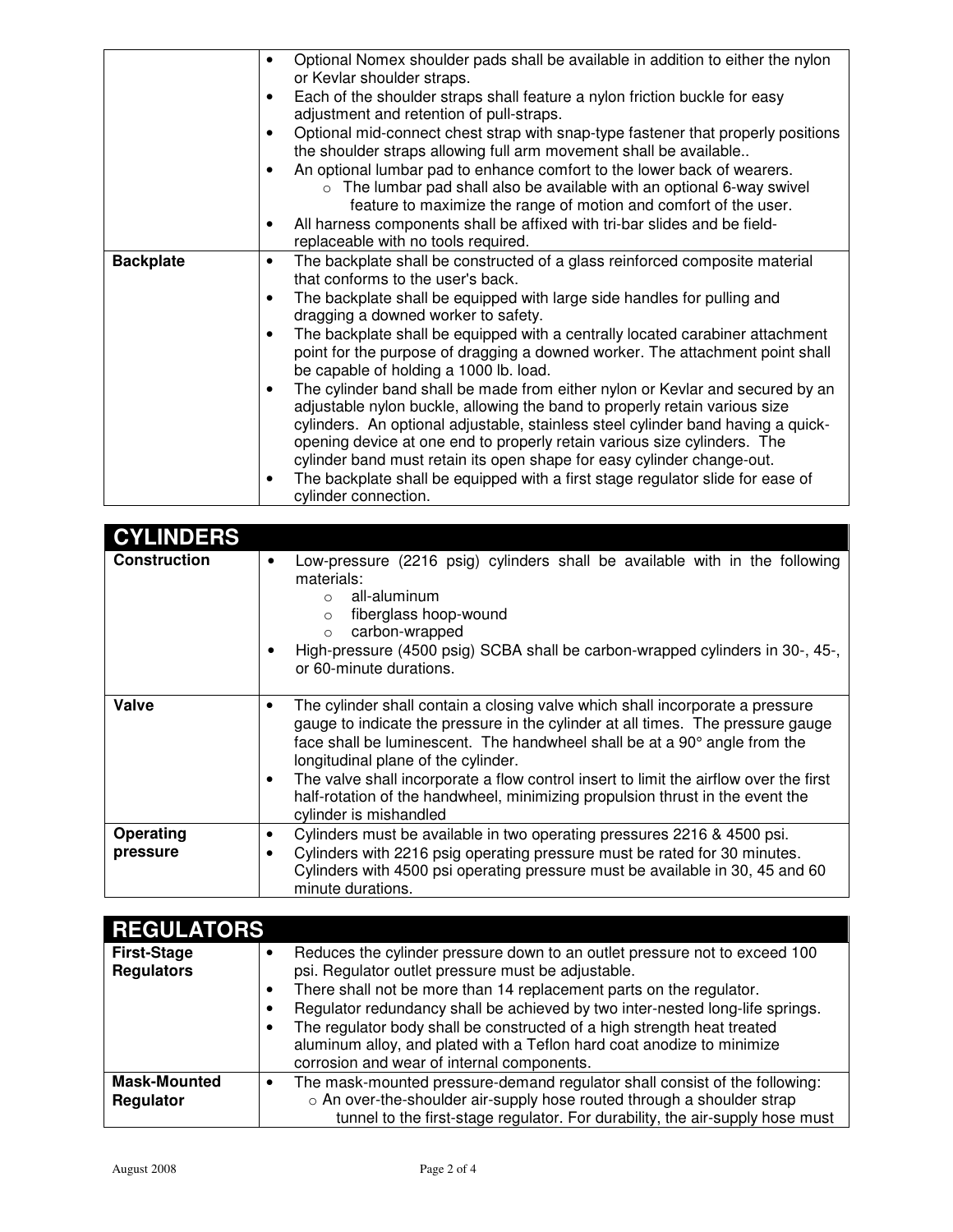| | |
|---|---|
| | • Optional Nomex shoulder pads shall be available in addition to either the nylon or Kevlar shoulder straps.<br>• Each of the shoulder straps shall feature a nylon friction buckle for easy adjustment and retention of pull-straps.<br>• Optional mid-connect chest strap with snap-type fastener that properly positions the shoulder straps allowing full arm movement shall be available..<br>• An optional lumbar pad to enhance comfort to the lower back of wearers.<br>&nbsp;&nbsp;&nbsp;&nbsp;○ The lumbar pad shall also be available with an optional 6-way swivel feature to maximize the range of motion and comfort of the user.<br>• All harness components shall be affixed with tri-bar slides and be field-replaceable with no tools required. |
| **Backplate** | • The backplate shall be constructed of a glass reinforced composite material that conforms to the user's back.<br>• The backplate shall be equipped with large side handles for pulling and dragging a downed worker to safety.<br>• The backplate shall be equipped with a centrally located carabiner attachment point for the purpose of dragging a downed worker. The attachment point shall be capable of holding a 1000 lb. load.<br>• The cylinder band shall be made from either nylon or Kevlar and secured by an adjustable nylon buckle, allowing the band to properly retain various size cylinders. An optional adjustable, stainless steel cylinder band having a quick-opening device at one end to properly retain various size cylinders. The cylinder band must retain its open shape for easy cylinder change-out.<br>• The backplate shall be equipped with a first stage regulator slide for ease of cylinder connection. |

| **CYLINDERS** | |
|---|---|
| **Construction** | • Low-pressure (2216 psig) cylinders shall be available with in the following materials:<br>&nbsp;&nbsp;&nbsp;&nbsp;○ all-aluminum<br>&nbsp;&nbsp;&nbsp;&nbsp;○ fiberglass hoop-wound<br>&nbsp;&nbsp;&nbsp;&nbsp;○ carbon-wrapped<br>• High-pressure (4500 psig) SCBA shall be carbon-wrapped cylinders in 30-, 45-, or 60-minute durations. |
| **Valve** | • The cylinder shall contain a closing valve which shall incorporate a pressure gauge to indicate the pressure in the cylinder at all times. The pressure gauge face shall be luminescent. The handwheel shall be at a 90° angle from the longitudinal plane of the cylinder.<br>• The valve shall incorporate a flow control insert to limit the airflow over the first half-rotation of the handwheel, minimizing propulsion thrust in the event the cylinder is mishandled |
| **Operating pressure** | • Cylinders must be available in two operating pressures 2216 & 4500 psi.<br>• Cylinders with 2216 psig operating pressure must be rated for 30 minutes. Cylinders with 4500 psi operating pressure must be available in 30, 45 and 60 minute durations. |

| **REGULATORS** | |
|---|---|
| **First-Stage Regulators** | • Reduces the cylinder pressure down to an outlet pressure not to exceed 100 psi. Regulator outlet pressure must be adjustable.<br>• There shall not be more than 14 replacement parts on the regulator.<br>• Regulator redundancy shall be achieved by two inter-nested long-life springs.<br>• The regulator body shall be constructed of a high strength heat treated aluminum alloy, and plated with a Teflon hard coat anodize to minimize corrosion and wear of internal components. |
| **Mask-Mounted Regulator** | • The mask-mounted pressure-demand regulator shall consist of the following:<br>&nbsp;&nbsp;&nbsp;&nbsp;○ An over-the-shoulder air-supply hose routed through a shoulder strap tunnel to the first-stage regulator. For durability, the air-supply hose must |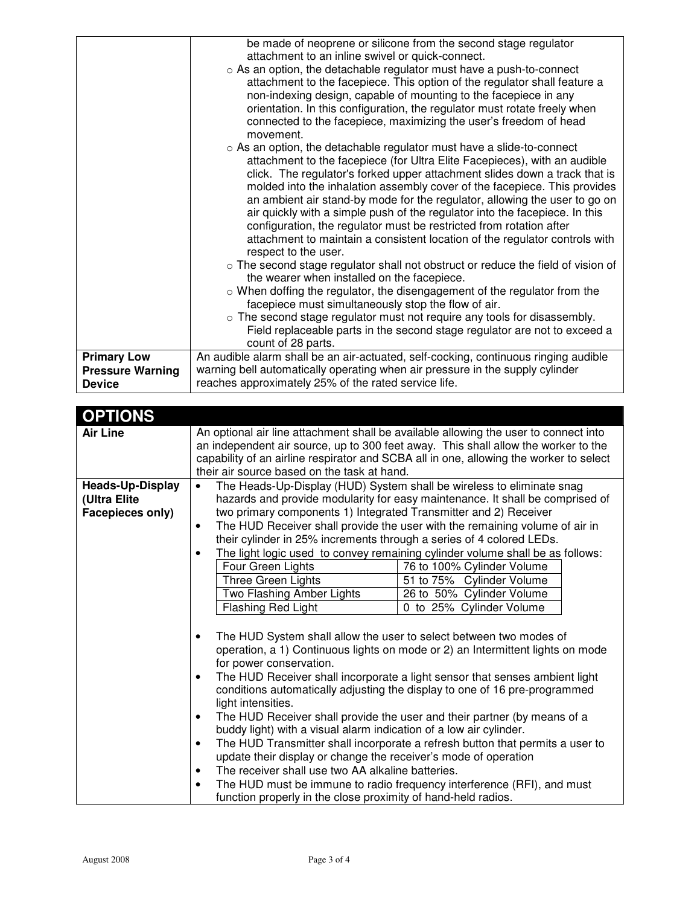| | |
|---|---|
| | be made of neoprene or silicone from the second stage regulator attachment to an inline swivel or quick-connect.<br>○ As an option, the detachable regulator must have a push-to-connect attachment to the facepiece. This option of the regulator shall feature a non-indexing design, capable of mounting to the facepiece in any orientation. In this configuration, the regulator must rotate freely when connected to the facepiece, maximizing the user's freedom of head movement.<br>○ As an option, the detachable regulator must have a slide-to-connect attachment to the facepiece (for Ultra Elite Facepieces), with an audible click. The regulator's forked upper attachment slides down a track that is molded into the inhalation assembly cover of the facepiece. This provides an ambient air stand-by mode for the regulator, allowing the user to go on air quickly with a simple push of the regulator into the facepiece. In this configuration, the regulator must be restricted from rotation after attachment to maintain a consistent location of the regulator controls with respect to the user.<br>○ The second stage regulator shall not obstruct or reduce the field of vision of the wearer when installed on the facepiece.<br>○ When doffing the regulator, the disengagement of the regulator from the facepiece must simultaneously stop the flow of air.<br>○ The second stage regulator must not require any tools for disassembly. Field replaceable parts in the second stage regulator are not to exceed a count of 28 parts. |
| **Primary Low Pressure Warning Device** | An audible alarm shall be an air-actuated, self-cocking, continuous ringing audible warning bell automatically operating when air pressure in the supply cylinder reaches approximately 25% of the rated service life. |

## OPTIONS

| | |
|---|---|
| **Air Line** | An optional air line attachment shall be available allowing the user to connect into an independent air source, up to 300 feet away. This shall allow the worker to the capability of an airline respirator and SCBA all in one, allowing the worker to select their air source based on the task at hand. |
| **Heads-Up-Display (Ultra Elite Facepieces only)** | • The Heads-Up-Display (HUD) System shall be wireless to eliminate snag hazards and provide modularity for easy maintenance. It shall be comprised of two primary components 1) Integrated Transmitter and 2) Receiver<br>• The HUD Receiver shall provide the user with the remaining volume of air in their cylinder in 25% increments through a series of 4 colored LEDs.<br>• The light logic used to convey remaining cylinder volume shall be as follows:<br>Four Green Lights — 76 to 100% Cylinder Volume<br>Three Green Lights — 51 to 75% Cylinder Volume<br>Two Flashing Amber Lights — 26 to 50% Cylinder Volume<br>Flashing Red Light — 0 to 25% Cylinder Volume<br>• The HUD System shall allow the user to select between two modes of operation, a 1) Continuous lights on mode or 2) an Intermittent lights on mode for power conservation.<br>• The HUD Receiver shall incorporate a light sensor that senses ambient light conditions automatically adjusting the display to one of 16 pre-programmed light intensities.<br>• The HUD Receiver shall provide the user and their partner (by means of a buddy light) with a visual alarm indication of a low air cylinder.<br>• The HUD Transmitter shall incorporate a refresh button that permits a user to update their display or change the receiver's mode of operation<br>• The receiver shall use two AA alkaline batteries.<br>• The HUD must be immune to radio frequency interference (RFI), and must function properly in the close proximity of hand-held radios. |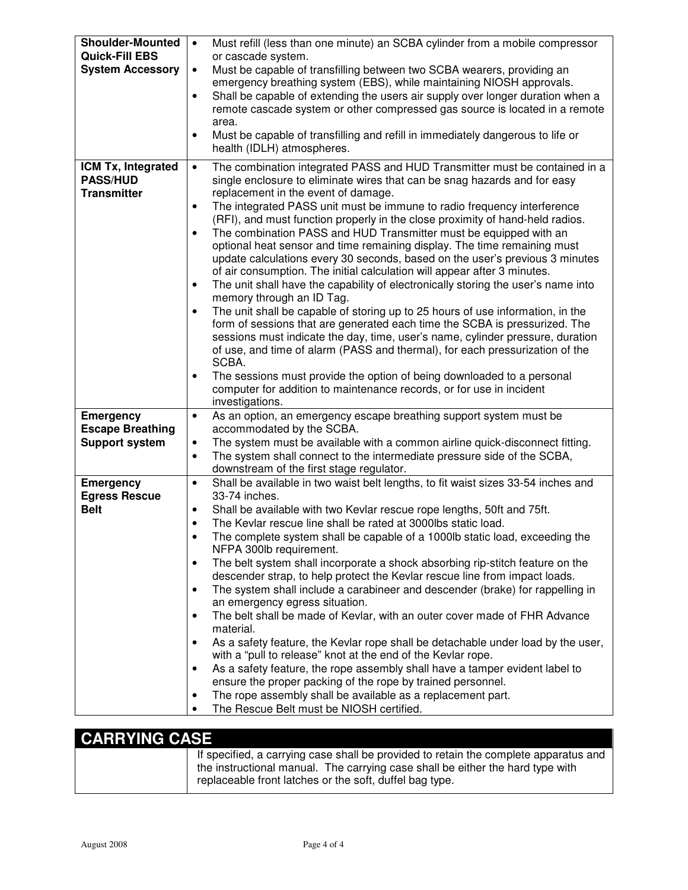| | |
|---|---|
| **Shoulder-Mounted Quick-Fill EBS System Accessory** | • Must refill (less than one minute) an SCBA cylinder from a mobile compressor or cascade system.<br>• Must be capable of transfilling between two SCBA wearers, providing an emergency breathing system (EBS), while maintaining NIOSH approvals.<br>• Shall be capable of extending the users air supply over longer duration when a remote cascade system or other compressed gas source is located in a remote area.<br>• Must be capable of transfilling and refill in immediately dangerous to life or health (IDLH) atmospheres. |
| **ICM Tx, Integrated PASS/HUD Transmitter** | • The combination integrated PASS and HUD Transmitter must be contained in a single enclosure to eliminate wires that can be snag hazards and for easy replacement in the event of damage.<br>• The integrated PASS unit must be immune to radio frequency interference (RFI), and must function properly in the close proximity of hand-held radios.<br>• The combination PASS and HUD Transmitter must be equipped with an optional heat sensor and time remaining display. The time remaining must update calculations every 30 seconds, based on the user's previous 3 minutes of air consumption. The initial calculation will appear after 3 minutes.<br>• The unit shall have the capability of electronically storing the user's name into memory through an ID Tag.<br>• The unit shall be capable of storing up to 25 hours of use information, in the form of sessions that are generated each time the SCBA is pressurized. The sessions must indicate the day, time, user's name, cylinder pressure, duration of use, and time of alarm (PASS and thermal), for each pressurization of the SCBA.<br>• The sessions must provide the option of being downloaded to a personal computer for addition to maintenance records, or for use in incident investigations. |
| **Emergency Escape Breathing Support system** | • As an option, an emergency escape breathing support system must be accommodated by the SCBA.<br>• The system must be available with a common airline quick-disconnect fitting.<br>• The system shall connect to the intermediate pressure side of the SCBA, downstream of the first stage regulator. |
| **Emergency Egress Rescue Belt** | • Shall be available in two waist belt lengths, to fit waist sizes 33-54 inches and 33-74 inches.<br>• Shall be available with two Kevlar rescue rope lengths, 50ft and 75ft.<br>• The Kevlar rescue line shall be rated at 3000lbs static load.<br>• The complete system shall be capable of a 1000lb static load, exceeding the NFPA 300lb requirement.<br>• The belt system shall incorporate a shock absorbing rip-stitch feature on the descender strap, to help protect the Kevlar rescue line from impact loads.<br>• The system shall include a carabineer and descender (brake) for rappelling in an emergency egress situation.<br>• The belt shall be made of Kevlar, with an outer cover made of FHR Advance material.<br>• As a safety feature, the Kevlar rope shall be detachable under load by the user, with a "pull to release" knot at the end of the Kevlar rope.<br>• As a safety feature, the rope assembly shall have a tamper evident label to ensure the proper packing of the rope by trained personnel.<br>• The rope assembly shall be available as a replacement part.<br>• The Rescue Belt must be NIOSH certified. |

## CARRYING CASE

| | |
|---|---|
| | If specified, a carrying case shall be provided to retain the complete apparatus and the instructional manual. The carrying case shall be either the hard type with replaceable front latches or the soft, duffel bag type. |

August 2008